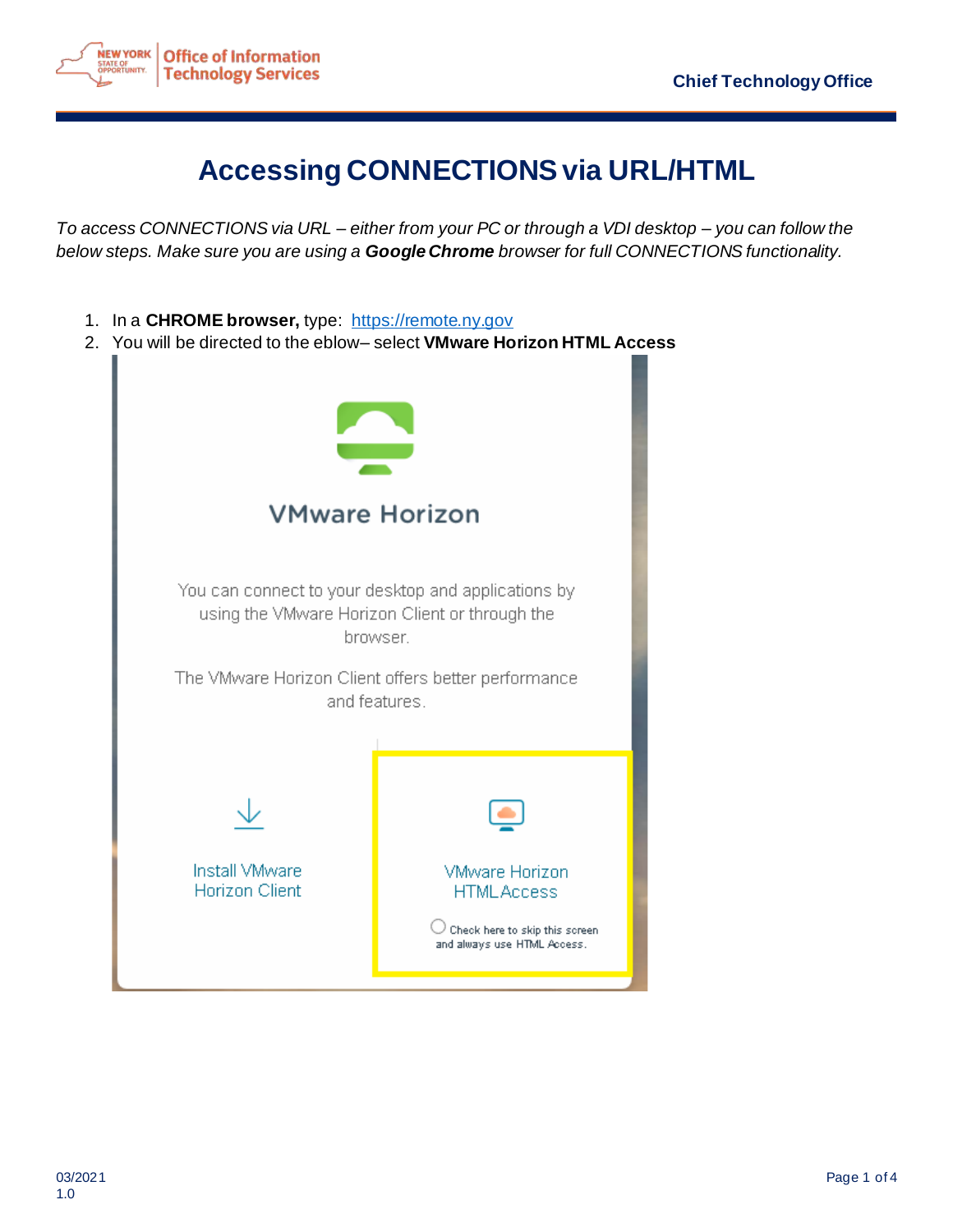# Accessing CONNECTIONS via URL/HTML

*To access CONNECTIONS via URL – either from your PC or through a VDI desktop – you can follow the below steps. Make sure you are using a **Google Chrome** browser for full CONNECTIONS functionality.*

1. In a **CHROME browser,** type: [https://remote.ny.gov](https://remote.ny.gov)
2. You will be directed to the eblow– select **VMware Horizon HTML Access**

VMware Horizon

You can connect to your desktop and applications by using the VMware Horizon Client or through the browser.

The VMware Horizon Client offers better performance and features.

Install VMware Horizon Client

VMware Horizon HTML Access

Check here to skip this screen and always use HTML Access.

03/2021
1.0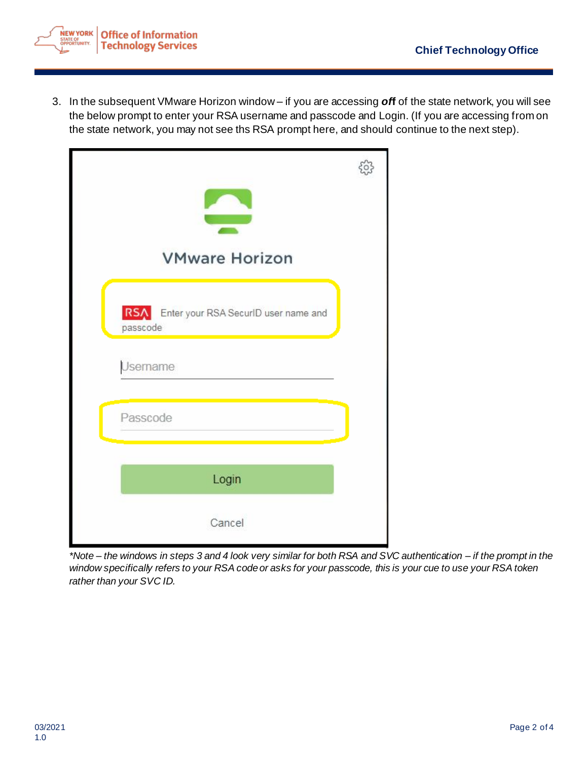3. In the subsequent VMware Horizon window – if you are accessing ***off*** of the state network, you will see the below prompt to enter your RSA username and passcode and Login. (If you are accessing from on the state network, you may not see ths RSA prompt here, and should continue to the next step).

*\*Note – the windows in steps 3 and 4 look very similar for both RSA and SVC authentication – if the prompt in the window specifically refers to your RSA code or asks for your passcode, this is your cue to use your RSA token rather than your SVC ID.*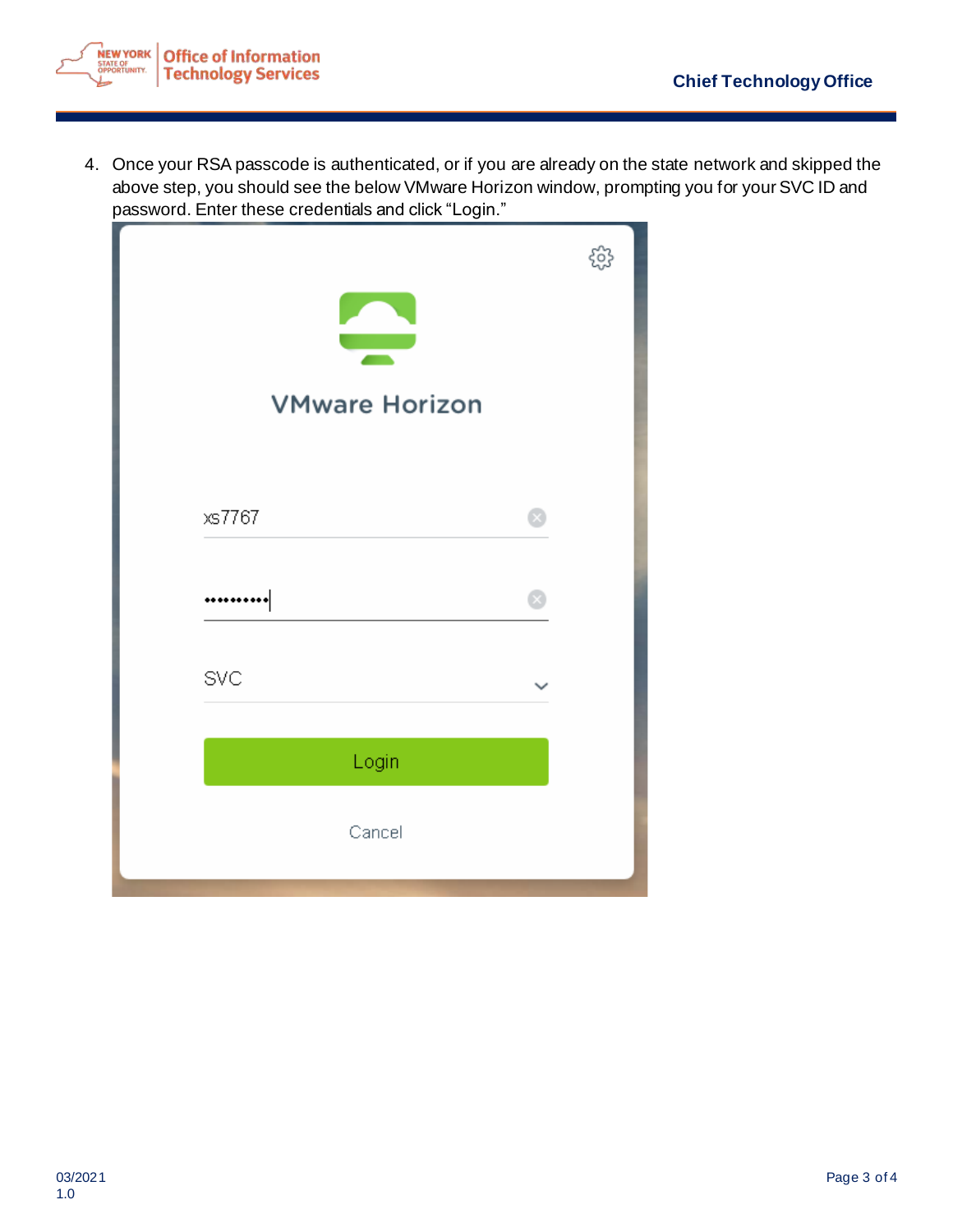4. Once your RSA passcode is authenticated, or if you are already on the state network and skipped the above step, you should see the below VMware Horizon window, prompting you for your SVC ID and password. Enter these credentials and click “Login.”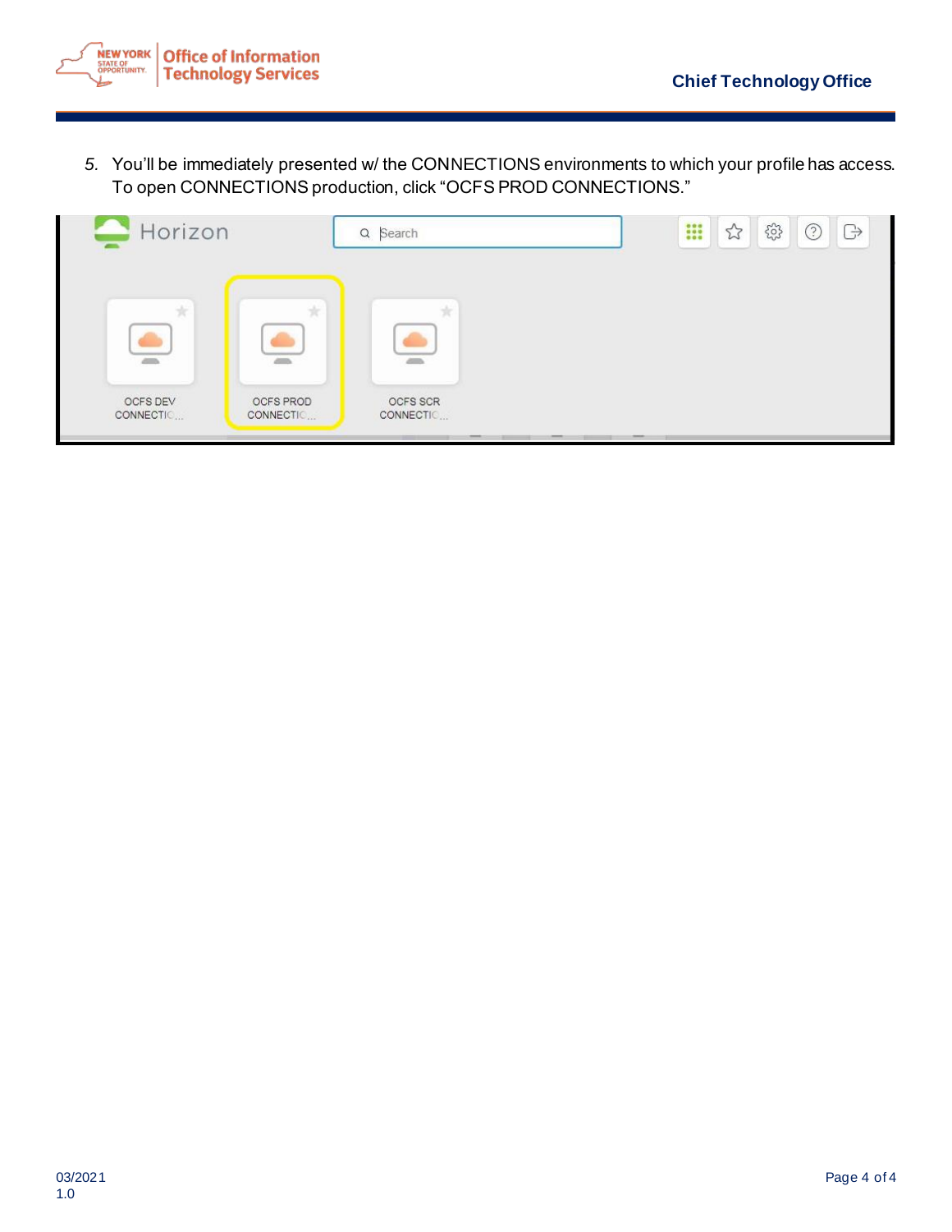5. You'll be immediately presented w/ the CONNECTIONS environments to which your profile has access. To open CONNECTIONS production, click "OCFS PROD CONNECTIONS."